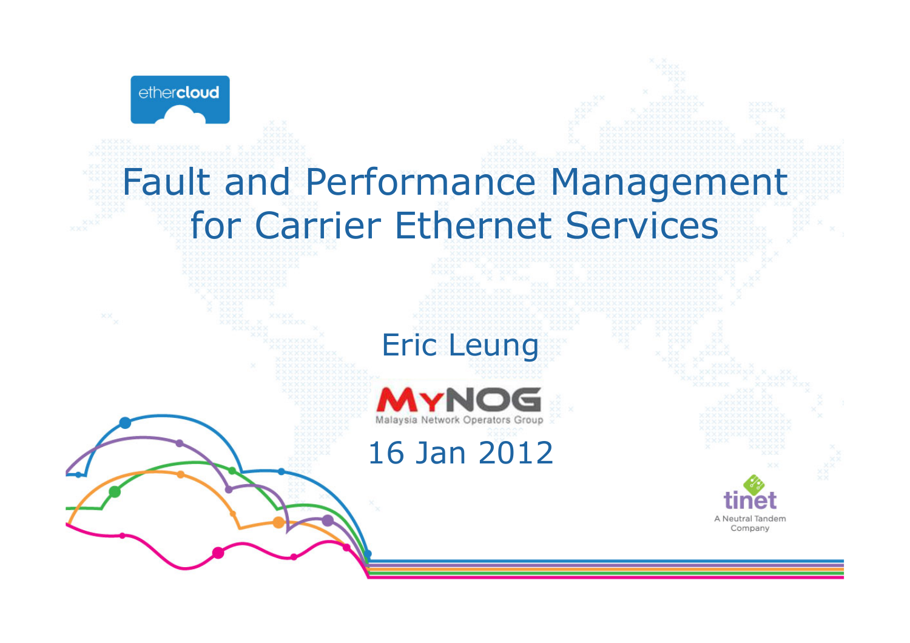ethercloud

# Fault and Performance Management for Carrier Ethernet Services

Eric Leung

MYNOG

Malaysia Network Operators Group

16 Jan 2012

tinet

A Neutral Tandem Company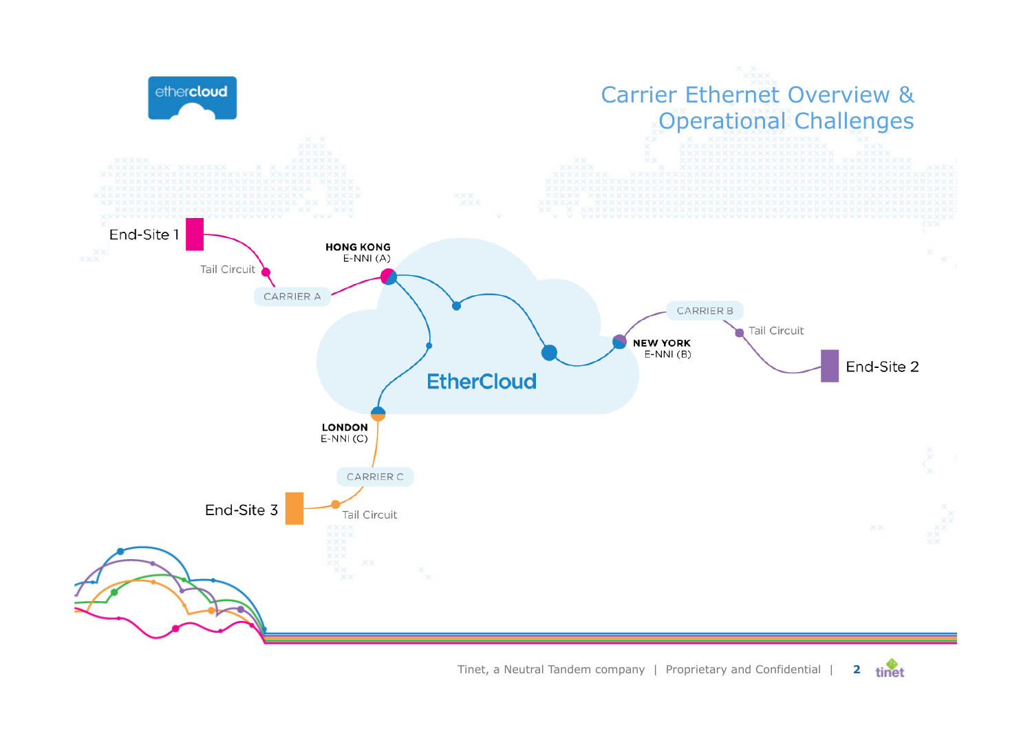# Carrier Ethernet Overview & Operational Challenges

End-Site 1

Tail Circuit

CARRIER A

HONG KONG
E-NNI (A)

EtherCloud

CARRIER B

Tail Circuit

NEW YORK
E-NNI (B)

End-Site 2

LONDON
E-NNI (C)

CARRIER C

End-Site 3

Tail Circuit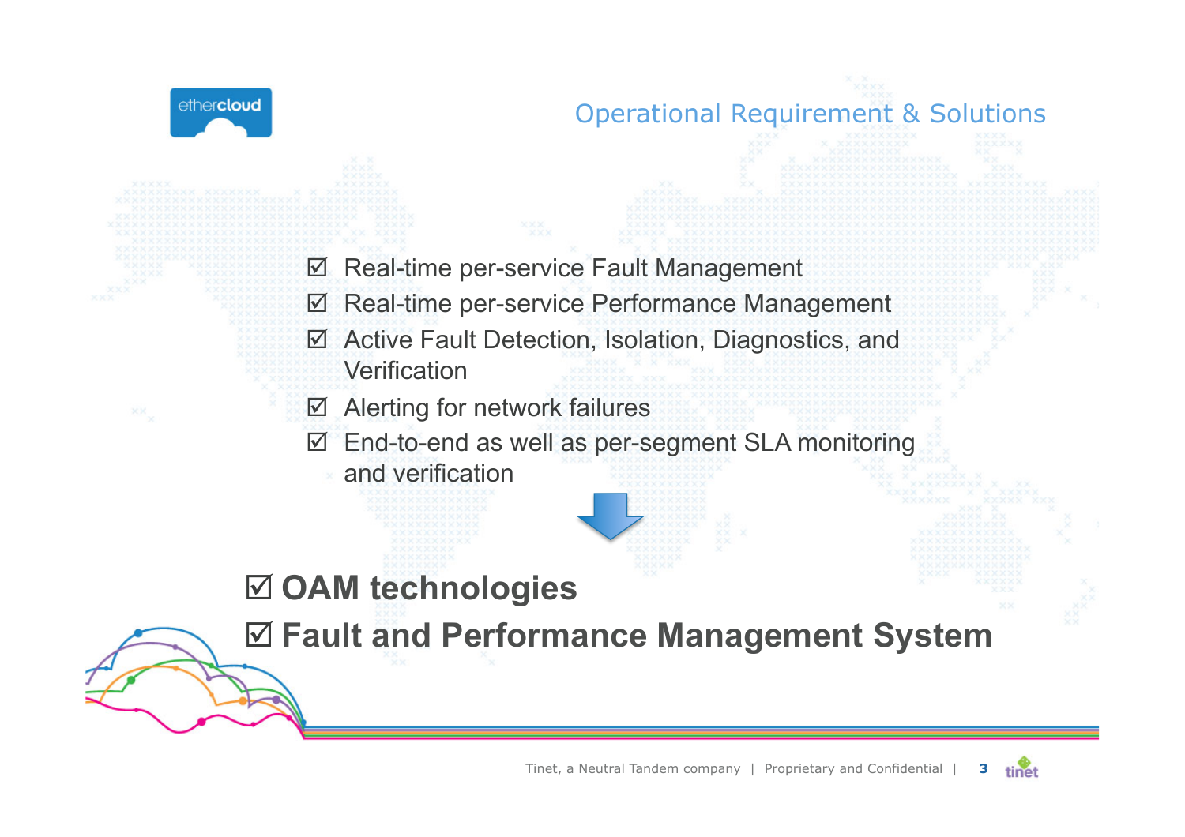## Operational Requirement & Solutions

- ☑ Real-time per-service Fault Management
- ☑ Real-time per-service Performance Management
- ☑ Active Fault Detection, Isolation, Diagnostics, and Verification
- ☑ Alerting for network failures
- ☑ End-to-end as well as per-segment SLA monitoring and verification

**☑ OAM technologies**

**☑ Fault and Performance Management System**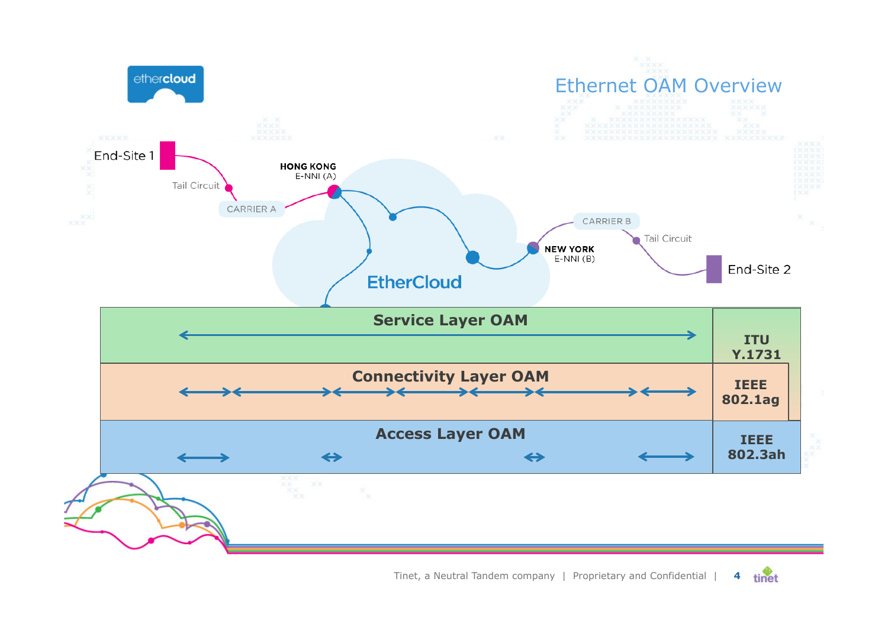# Ethernet OAM Overview

End-Site 1

Tail Circuit

CARRIER A

HONG KONG
E-NNI (A)

EtherCloud

NEW YORK
E-NNI (B)

CARRIER B

Tail Circuit

End-Site 2

| OAM Layer | Standard |
|---|---|
| Service Layer OAM | ITU Y.1731 |
| Connectivity Layer OAM | IEEE 802.1ag |
| Access Layer OAM | IEEE 802.3ah |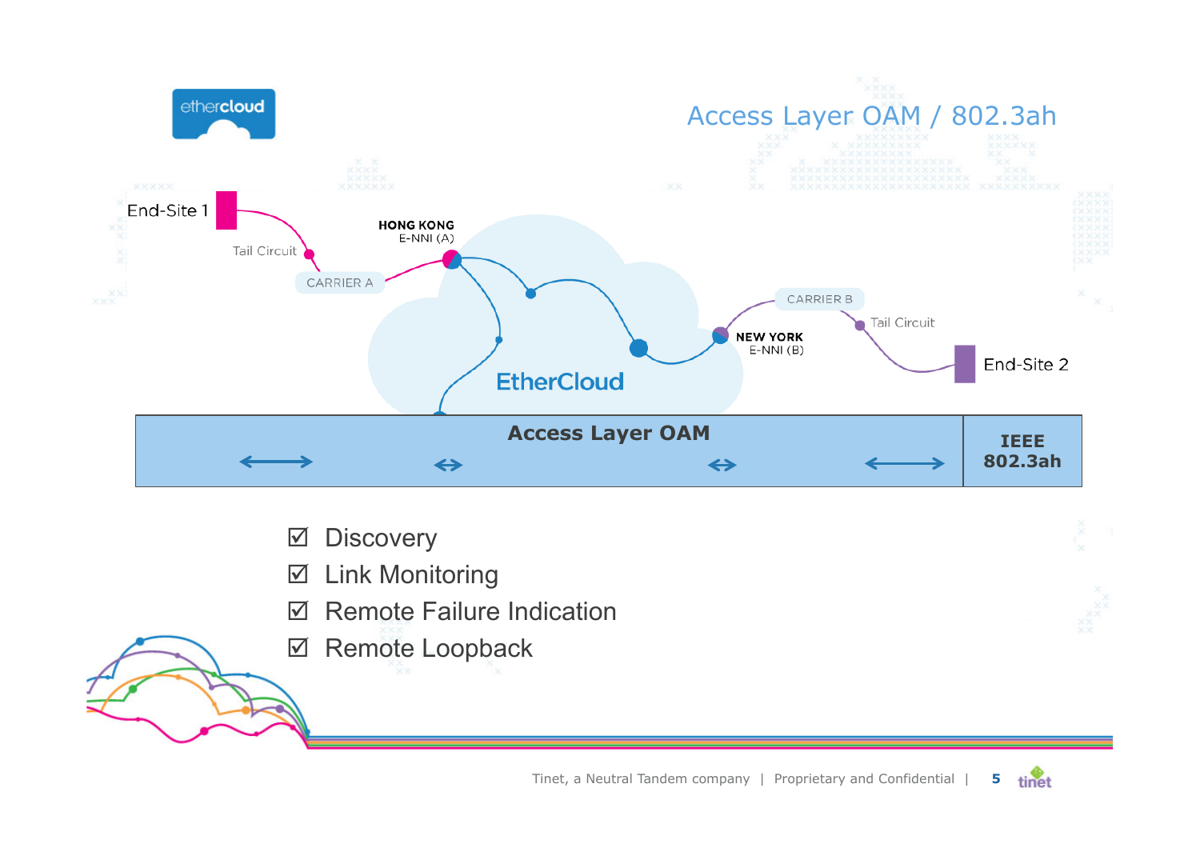# Access Layer OAM / 802.3ah

End-Site 1

Tail Circuit

CARRIER A

HONG KONG
E-NNI (A)

EtherCloud

NEW YORK
E-NNI (B)

CARRIER B

Tail Circuit

End-Site 2

| Access Layer OAM | IEEE 802.3ah |
|---|---|

- ☑ Discovery
- ☑ Link Monitoring
- ☑ Remote Failure Indication
- ☑ Remote Loopback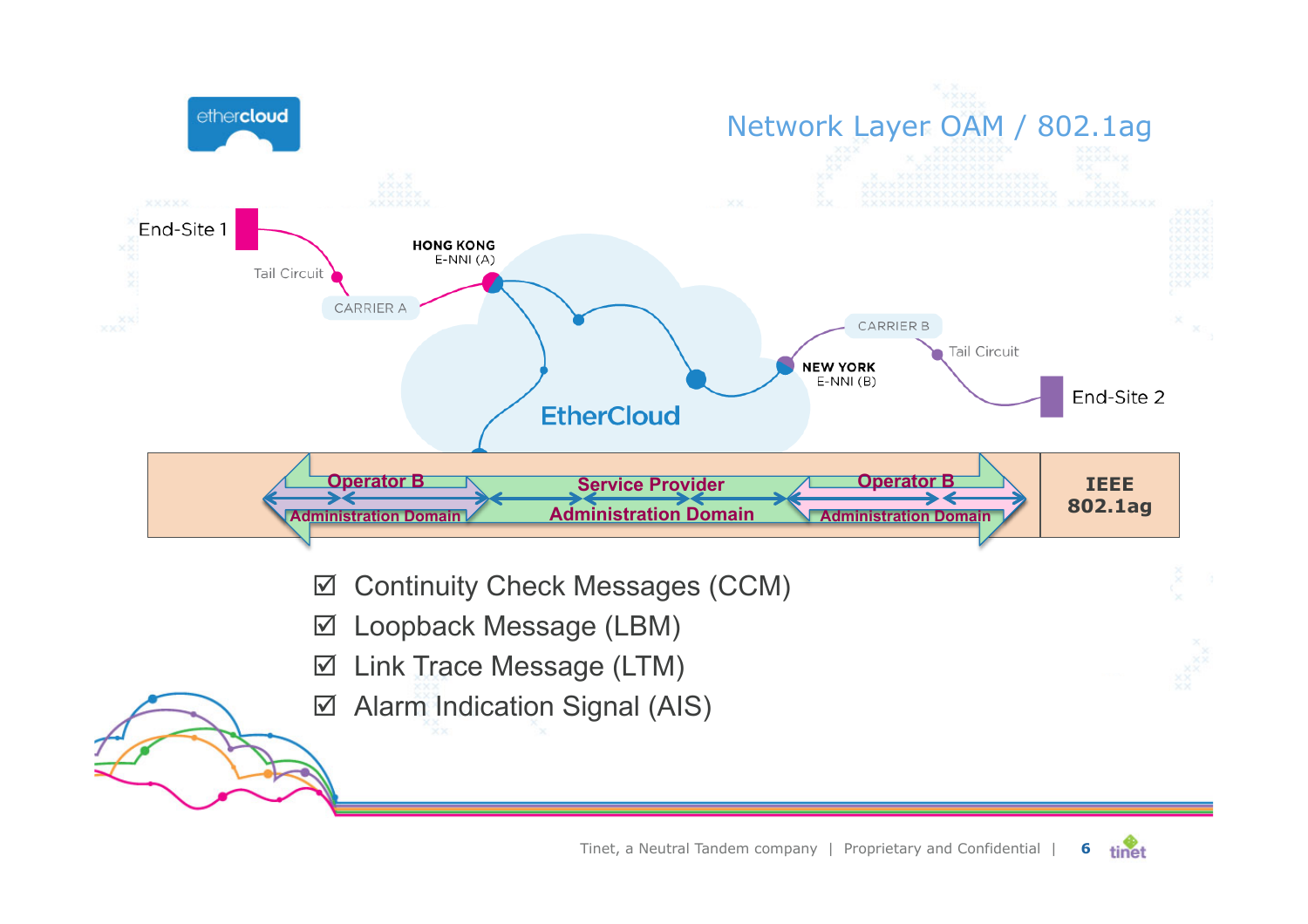# Network Layer OAM / 802.1ag

End-Site 1

Tail Circuit

CARRIER A

HONG KONG
E-NNI (A)

EtherCloud

NEW YORK
E-NNI (B)

CARRIER B

Tail Circuit

End-Site 2

Operator B Administration Domain | Service Provider Administration Domain | Operator B Administration Domain | IEEE 802.1ag

- ☑ Continuity Check Messages (CCM)
- ☑ Loopback Message (LBM)
- ☑ Link Trace Message (LTM)
- ☑ Alarm Indication Signal (AIS)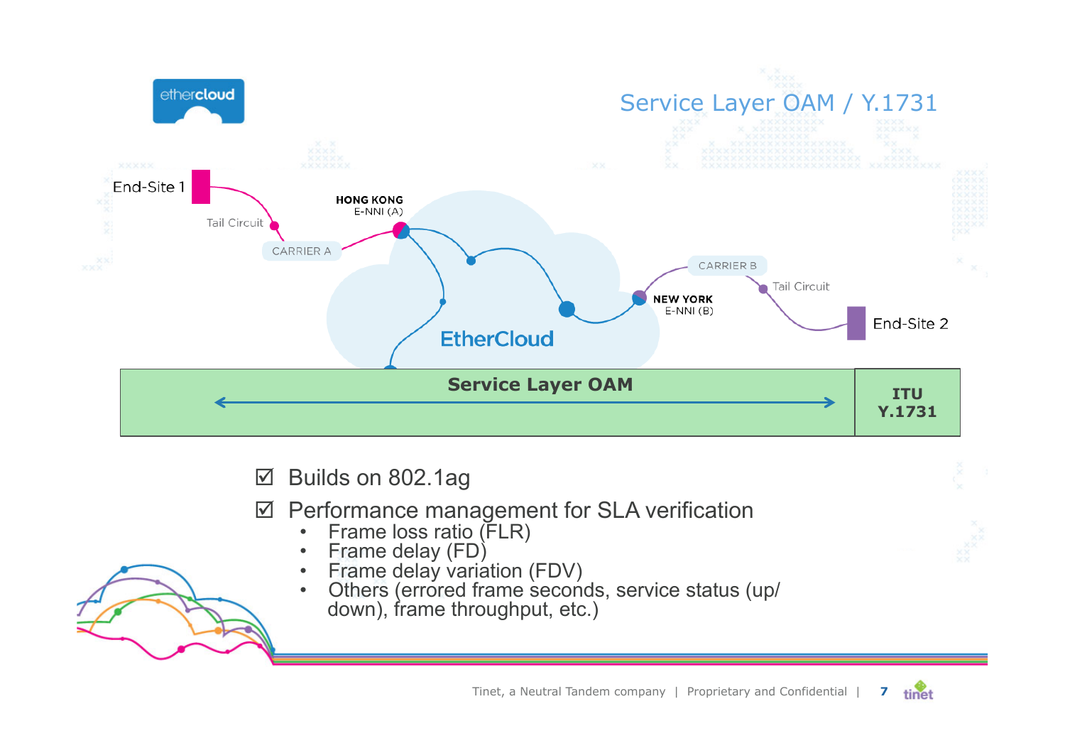# Service Layer OAM / Y.1731

End-Site 1

Tail Circuit

CARRIER A

HONG KONG
E-NNI (A)

EtherCloud

NEW YORK
E-NNI (B)

CARRIER B

Tail Circuit

End-Site 2

**Service Layer OAM** ↔ **ITU Y.1731**

- ☑ Builds on 802.1ag
- ☑ Performance management for SLA verification
  - Frame loss ratio (FLR)
  - Frame delay (FD)
  - Frame delay variation (FDV)
  - Others (errored frame seconds, service status (up/down), frame throughput, etc.)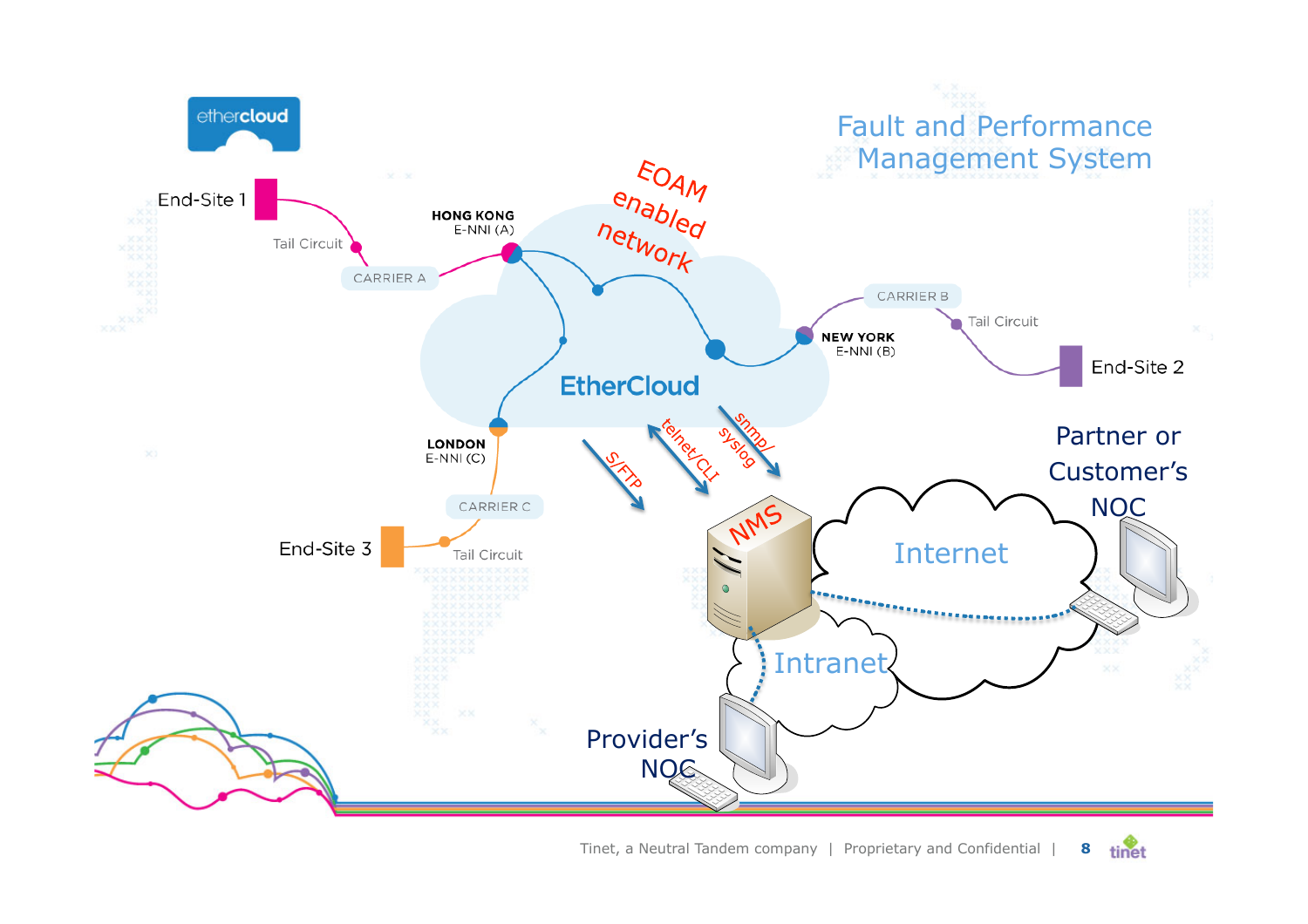# Fault and Performance Management System

ethercloud

End-Site 1

Tail Circuit

CARRIER A

HONG KONG
E-NNI (A)

EOAM enabled network

EtherCloud

CARRIER B

Tail Circuit

NEW YORK
E-NNI (B)

End-Site 2

LONDON
E-NNI (C)

CARRIER C

End-Site 3

Tail Circuit

S/FTP

telnet/CLI

snmp/syslog

NMS

Internet

Intranet

Partner or Customer's NOC

Provider's NOC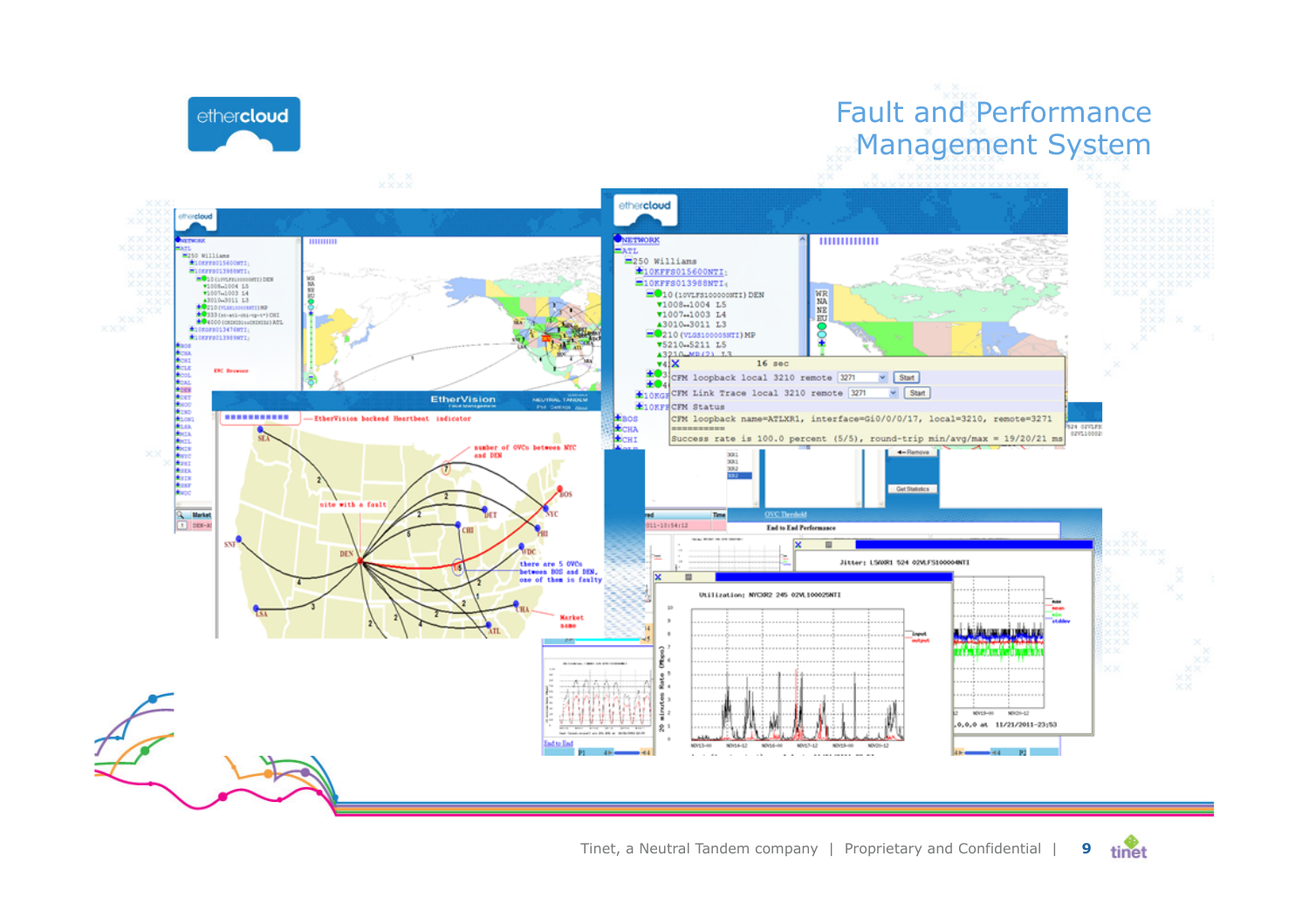# Fault and Performance Management System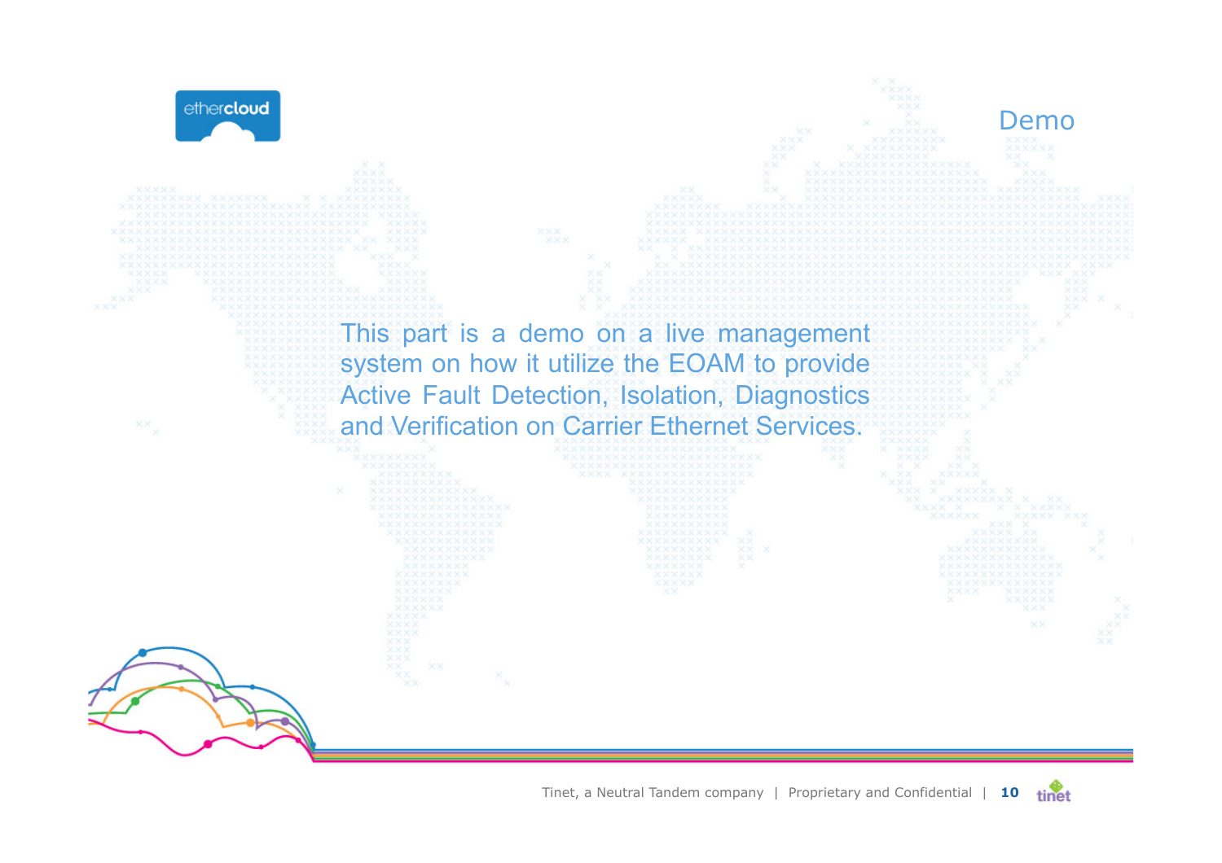# Demo

This part is a demo on a live management system on how it utilize the EOAM to provide Active Fault Detection, Isolation, Diagnostics and Verification on Carrier Ethernet Services.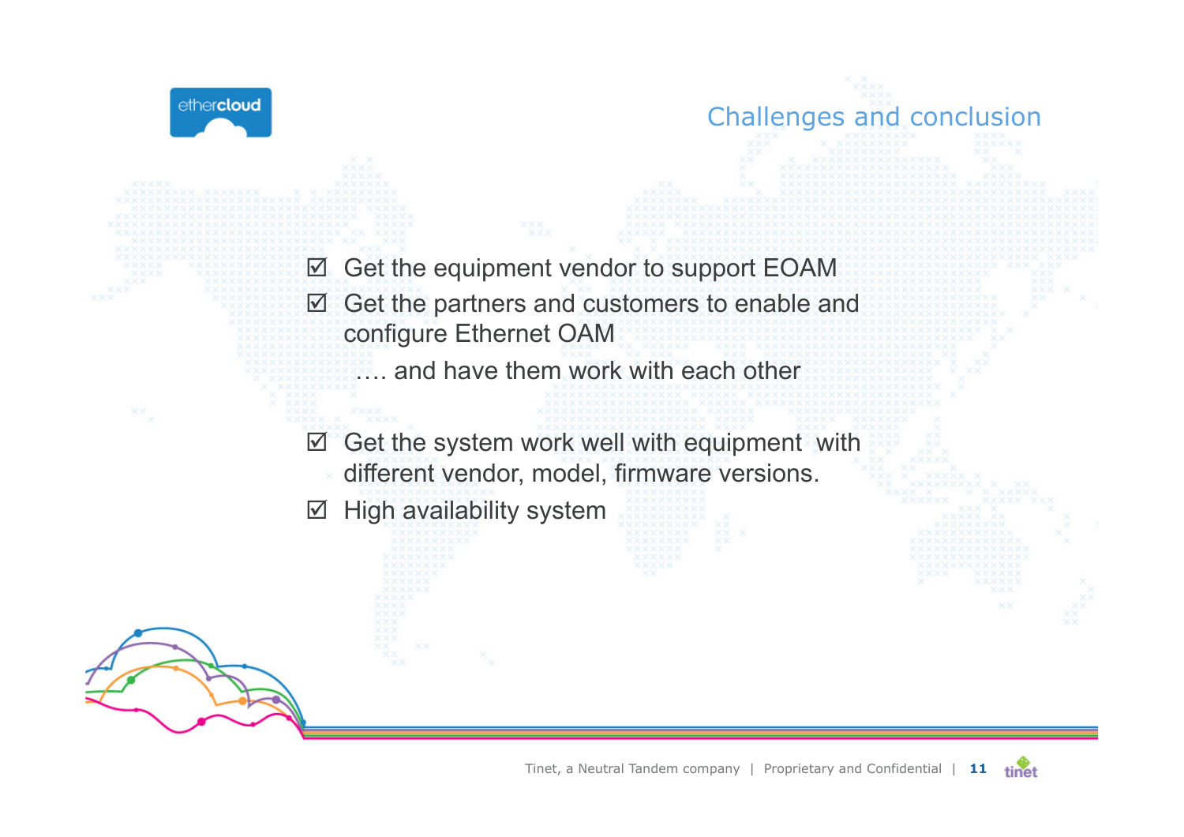## Challenges and conclusion

- ☑ Get the equipment vendor to support EOAM
- ☑ Get the partners and customers to enable and configure Ethernet OAM

  …. and have them work with each other

- ☑ Get the system work well with equipment with different vendor, model, firmware versions.
- ☑ High availability system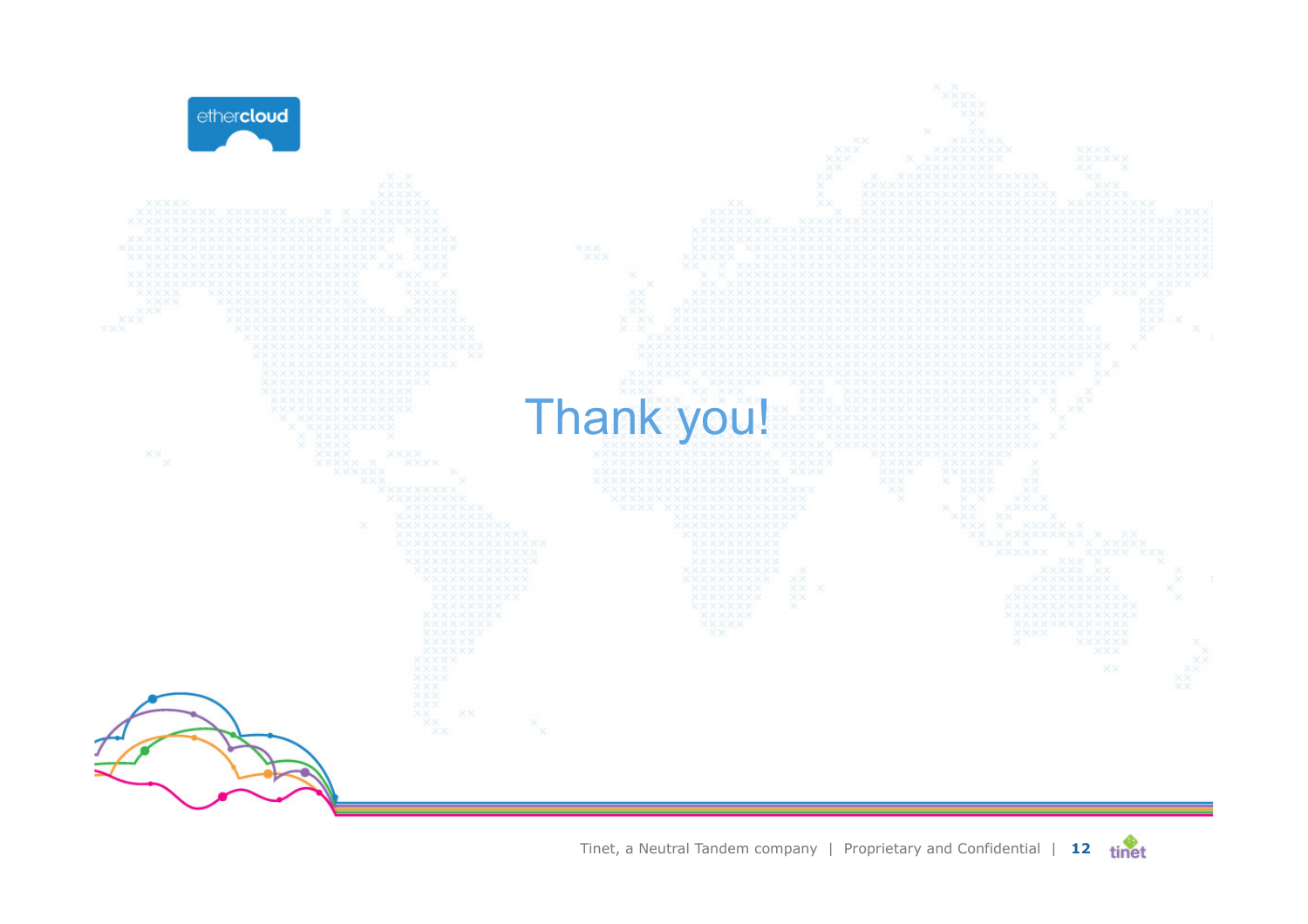# Thank you!